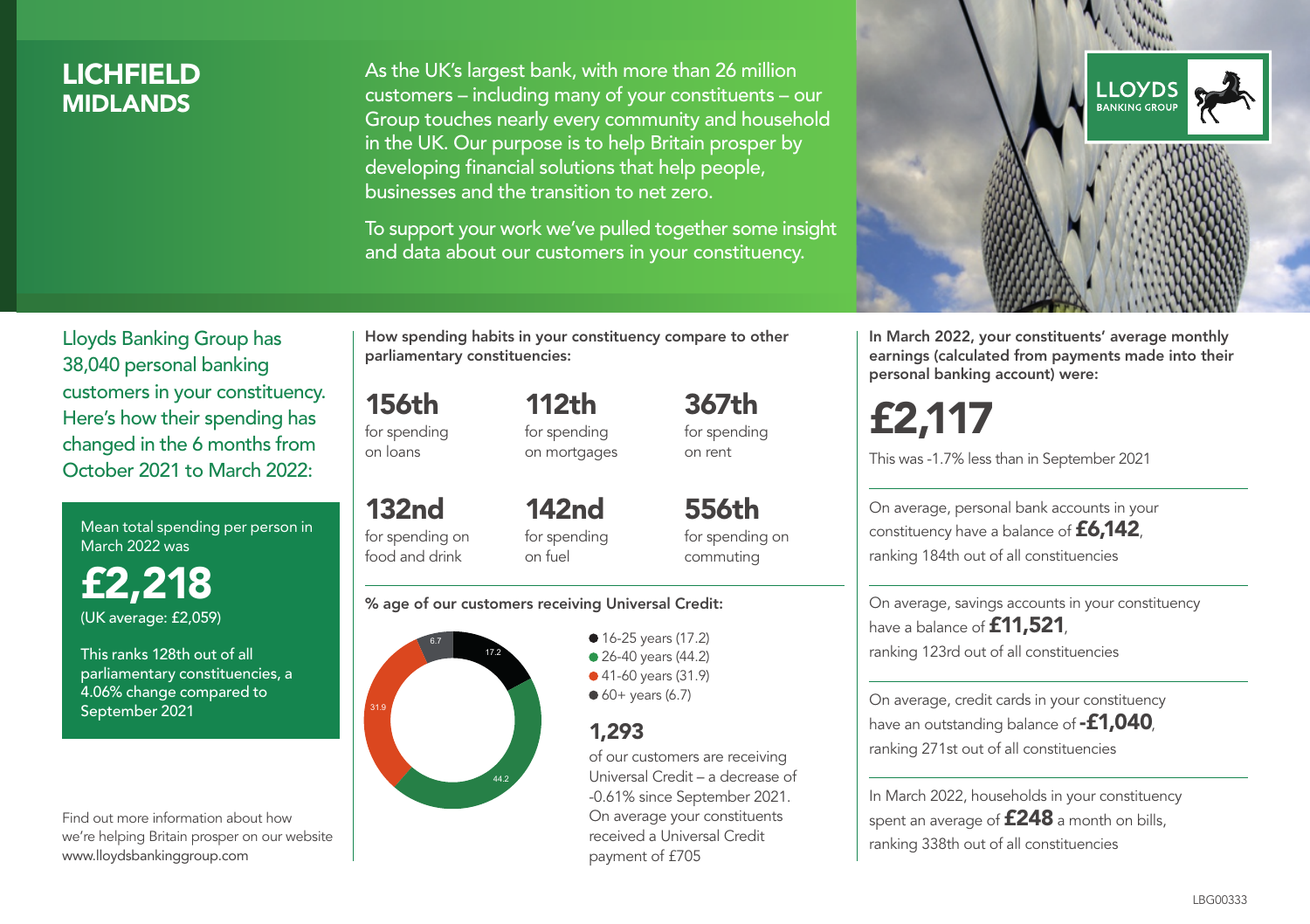# LICHFIELD
## MIDLANDS

As the UK's largest bank, with more than 26 million customers – including many of your constituents – our Group touches nearly every community and household in the UK. Our purpose is to help Britain prosper by developing financial solutions that help people, businesses and the transition to net zero.

To support your work we've pulled together some insight and data about our customers in your constituency.

LLOYDS BANKING GROUP

Lloyds Banking Group has 38,040 personal banking customers in your constituency. Here's how their spending has changed in the 6 months from October 2021 to March 2022:

Mean total spending per person in March 2022 was

**£2,218**

(UK average: £2,059)

This ranks 128th out of all parliamentary constituencies, a 4.06% change compared to September 2021

Find out more information about how we're helping Britain prosper on our website www.lloydsbankinggroup.com

**How spending habits in your constituency compare to other parliamentary constituencies:**

**156th** for spending on loans

**112th** for spending on mortgages

**367th** for spending on rent

**132nd** for spending on food and drink

**142nd** for spending on fuel

**556th** for spending on commuting

**% age of our customers receiving Universal Credit:**

- 16-25 years (17.2)
- 26-40 years (44.2)
- 41-60 years (31.9)
- 60+ years (6.7)

**1,293** of our customers are receiving Universal Credit – a decrease of -0.61% since September 2021. On average your constituents received a Universal Credit payment of £705

**In March 2022, your constituents' average monthly earnings (calculated from payments made into their personal banking account) were:**

**£2,117**

This was -1.7% less than in September 2021

On average, personal bank accounts in your constituency have a balance of **£6,142**, ranking 184th out of all constituencies

On average, savings accounts in your constituency have a balance of **£11,521**, ranking 123rd out of all constituencies

On average, credit cards in your constituency have an outstanding balance of **-£1,040**, ranking 271st out of all constituencies

In March 2022, households in your constituency spent an average of **£248** a month on bills, ranking 338th out of all constituencies

LBG00333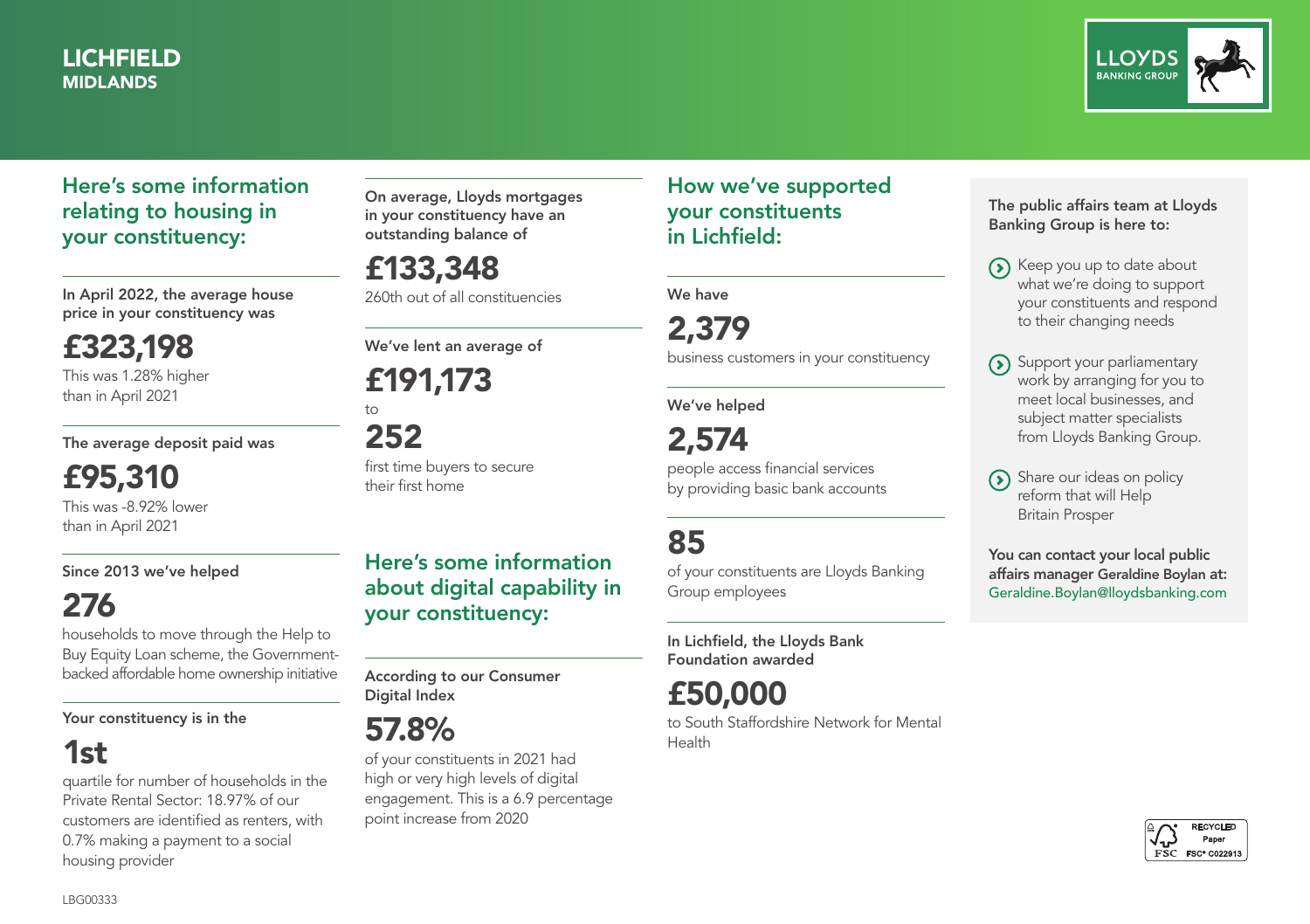# LICHFIELD
## MIDLANDS

LLOYDS BANKING GROUP

## Here's some information relating to housing in your constituency:

**In April 2022, the average house price in your constituency was**

**£323,198**

This was 1.28% higher than in April 2021

**The average deposit paid was**

**£95,310**

This was -8.92% lower than in April 2021

**Since 2013 we've helped**

**276**

households to move through the Help to Buy Equity Loan scheme, the Government-backed affordable home ownership initiative

**Your constituency is in the**

**1st**

quartile for number of households in the Private Rental Sector: 18.97% of our customers are identified as renters, with 0.7% making a payment to a social housing provider

**On average, Lloyds mortgages in your constituency have an outstanding balance of**

**£133,348**

260th out of all constituencies

**We've lent an average of**

**£191,173**

to

**252**

first time buyers to secure their first home

## Here's some information about digital capability in your constituency:

**According to our Consumer Digital Index**

**57.8%**

of your constituents in 2021 had high or very high levels of digital engagement. This is a 6.9 percentage point increase from 2020

## How we've supported your constituents in Lichfield:

**We have**

**2,379**

business customers in your constituency

**We've helped**

**2,574**

people access financial services by providing basic bank accounts

**85**

of your constituents are Lloyds Banking Group employees

**In Lichfield, the Lloyds Bank Foundation awarded**

**£50,000**

to South Staffordshire Network for Mental Health

**The public affairs team at Lloyds Banking Group is here to:**

- Keep you up to date about what we're doing to support your constituents and respond to their changing needs
- Support your parliamentary work by arranging for you to meet local businesses, and subject matter specialists from Lloyds Banking Group.
- Share our ideas on policy reform that will Help Britain Prosper

**You can contact your local public affairs manager Geraldine Boylan at:**
Geraldine.Boylan@lloydsbanking.com

RECYCLED Paper FSC® C022913

LBG00333